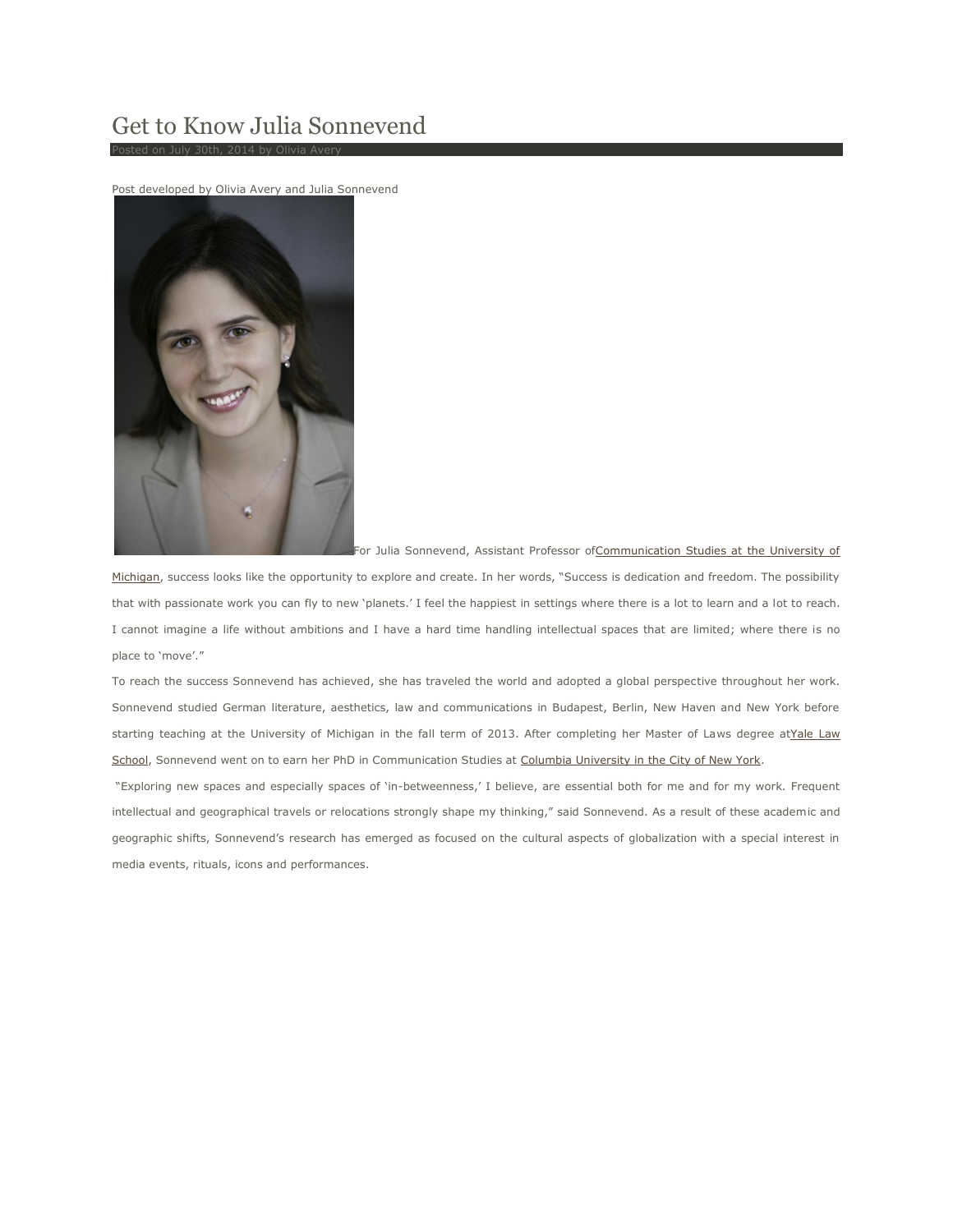# Get to Know Julia Sonnevend

Posted on July 30th, 2014 by Olivia Avery

Post developed by Olivia Avery and Julia Sonnevend

For Julia Sonnevend, Assistant Professor of Communication Studies at the University of Michigan, success looks like the opportunity to explore and create. In her words, "Success is dedication and freedom. The possibility that with passionate work you can fly to new 'planets.' I feel the happiest in settings where there is a lot to learn and a lot to reach. I cannot imagine a life without ambitions and I have a hard time handling intellectual spaces that are limited; where there is no place to 'move'."

To reach the success Sonnevend has achieved, she has traveled the world and adopted a global perspective throughout her work. Sonnevend studied German literature, aesthetics, law and communications in Budapest, Berlin, New Haven and New York before starting teaching at the University of Michigan in the fall term of 2013. After completing her Master of Laws degree at Yale Law School, Sonnevend went on to earn her PhD in Communication Studies at Columbia University in the City of New York.

"Exploring new spaces and especially spaces of 'in-betweenness,' I believe, are essential both for me and for my work. Frequent intellectual and geographical travels or relocations strongly shape my thinking," said Sonnevend. As a result of these academic and geographic shifts, Sonnevend's research has emerged as focused on the cultural aspects of globalization with a special interest in media events, rituals, icons and performances.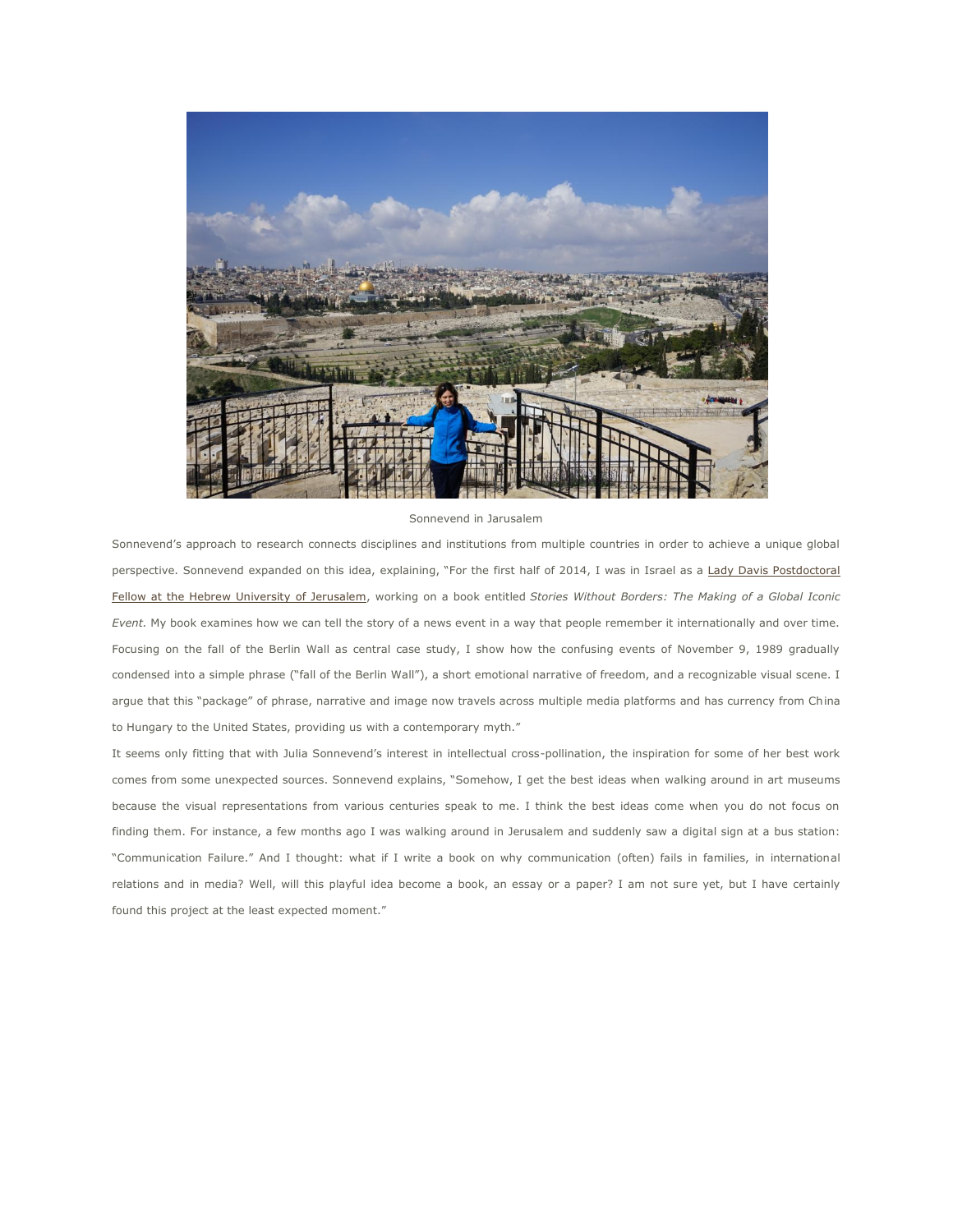Sonnevend in Jarusalem

Sonnevend's approach to research connects disciplines and institutions from multiple countries in order to achieve a unique global perspective. Sonnevend expanded on this idea, explaining, "For the first half of 2014, I was in Israel as a Lady Davis Postdoctoral Fellow at the Hebrew University of Jerusalem, working on a book entitled *Stories Without Borders: The Making of a Global Iconic Event*. My book examines how we can tell the story of a news event in a way that people remember it internationally and over time. Focusing on the fall of the Berlin Wall as central case study, I show how the confusing events of November 9, 1989 gradually condensed into a simple phrase ("fall of the Berlin Wall"), a short emotional narrative of freedom, and a recognizable visual scene. I argue that this "package" of phrase, narrative and image now travels across multiple media platforms and has currency from China to Hungary to the United States, providing us with a contemporary myth."

It seems only fitting that with Julia Sonnevend's interest in intellectual cross-pollination, the inspiration for some of her best work comes from some unexpected sources. Sonnevend explains, "Somehow, I get the best ideas when walking around in art museums because the visual representations from various centuries speak to me. I think the best ideas come when you do not focus on finding them. For instance, a few months ago I was walking around in Jerusalem and suddenly saw a digital sign at a bus station: "Communication Failure." And I thought: what if I write a book on why communication (often) fails in families, in international relations and in media? Well, will this playful idea become a book, an essay or a paper? I am not sure yet, but I have certainly found this project at the least expected moment."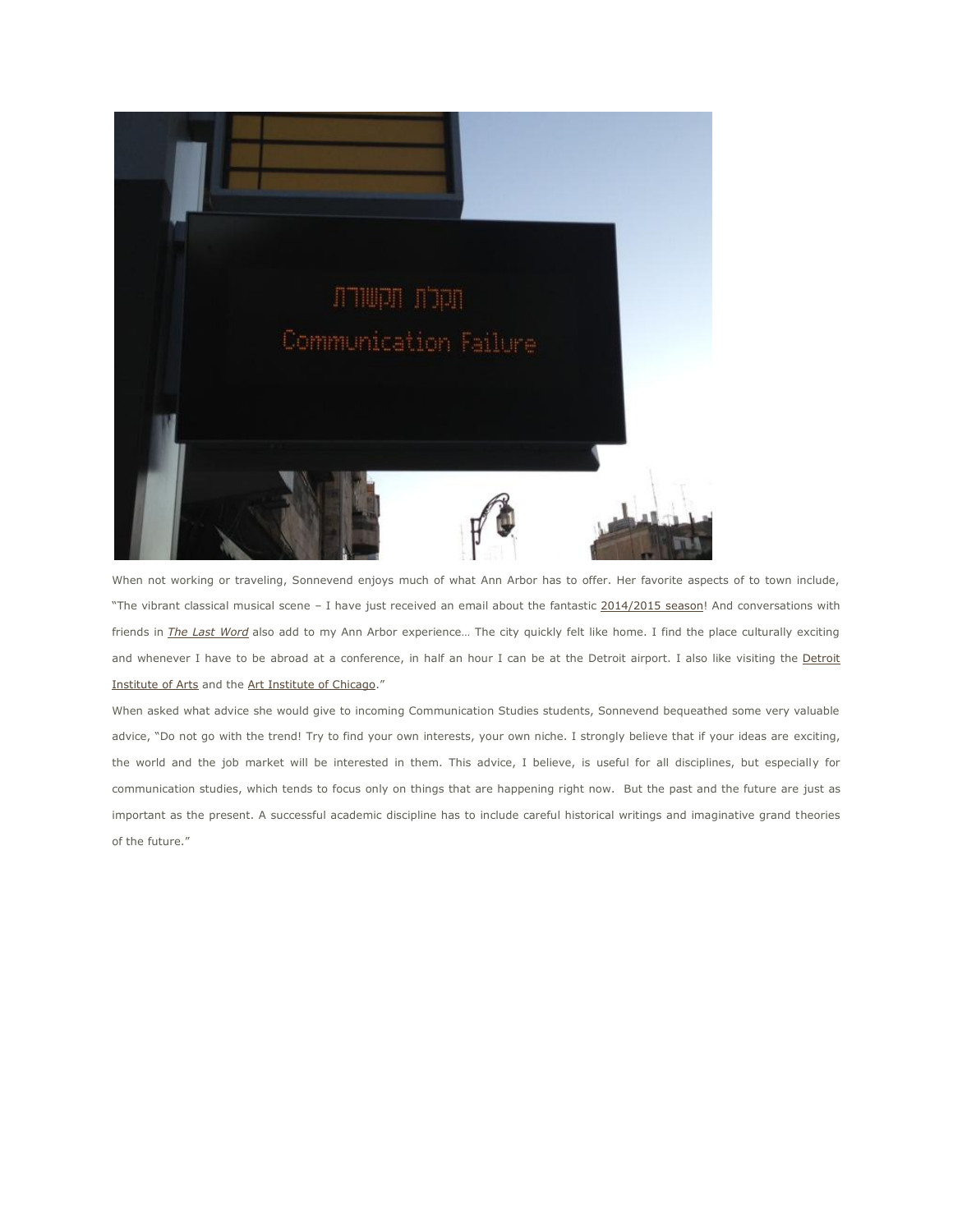When not working or traveling, Sonnevend enjoys much of what Ann Arbor has to offer. Her favorite aspects of to town include, "The vibrant classical musical scene – I have just received an email about the fantastic 2014/2015 season! And conversations with friends in *The Last Word* also add to my Ann Arbor experience… The city quickly felt like home. I find the place culturally exciting and whenever I have to be abroad at a conference, in half an hour I can be at the Detroit airport. I also like visiting the Detroit Institute of Arts and the Art Institute of Chicago."

When asked what advice she would give to incoming Communication Studies students, Sonnevend bequeathed some very valuable advice, "Do not go with the trend! Try to find your own interests, your own niche. I strongly believe that if your ideas are exciting, the world and the job market will be interested in them. This advice, I believe, is useful for all disciplines, but especially for communication studies, which tends to focus only on things that are happening right now. But the past and the future are just as important as the present. A successful academic discipline has to include careful historical writings and imaginative grand theories of the future."